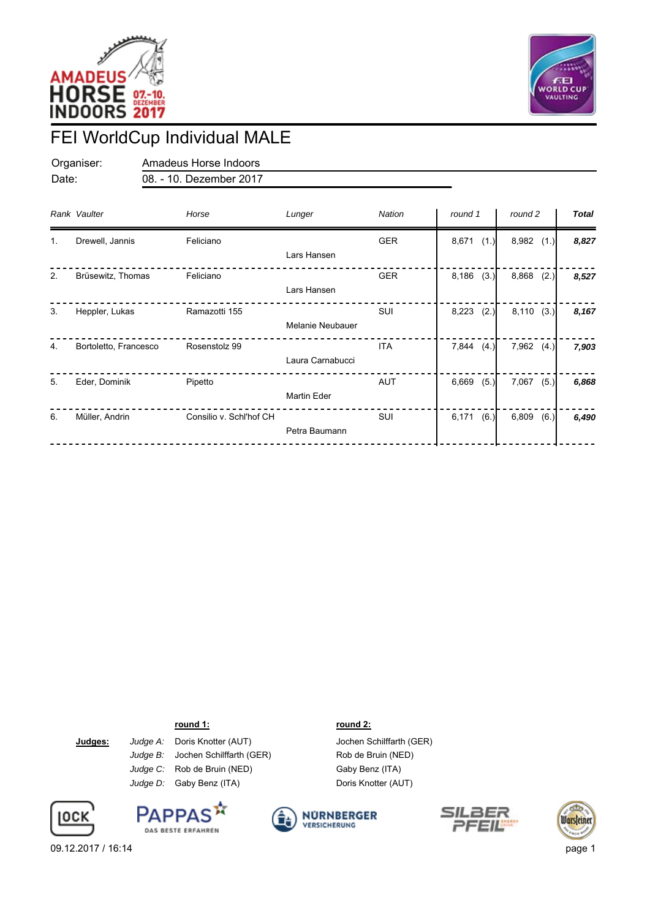# FEI WorldCup Individual MALE

Organiser: Amadeus Horse Indoors

Date: 08. - 10. Dezember 2017

| Rank | Vaulter | Horse | Lunger | Nation | round 1 | | round 2 | | Total |
|---|---|---|---|---|---|---|---|---|---|
| 1. | Drewell, Jannis | Feliciano | Lars Hansen | GER | 8,671 | (1.) | 8,982 | (1.) | **8,827** |
| 2. | Brüsewitz, Thomas | Feliciano | Lars Hansen | GER | 8,186 | (3.) | 8,868 | (2.) | **8,527** |
| 3. | Heppler, Lukas | Ramazotti 155 | Melanie Neubauer | SUI | 8,223 | (2.) | 8,110 | (3.) | **8,167** |
| 4. | Bortoletto, Francesco | Rosenstolz 99 | Laura Carnabucci | ITA | 7,844 | (4.) | 7,962 | (4.) | **7,903** |
| 5. | Eder, Dominik | Pipetto | Martin Eder | AUT | 6,669 | (5.) | 7,067 | (5.) | **6,868** |
| 6. | Müller, Andrin | Consilio v. Schl'hof CH | Petra Baumann | SUI | 6,171 | (6.) | 6,809 | (6.) | **6,490** |

| **Judges:** | | round 1: | round 2: |
|---|---|---|---|
| | *Judge A:* | Doris Knotter (AUT) | Jochen Schilffarth (GER) |
| | *Judge B:* | Jochen Schilffarth (GER) | Rob de Bruin (NED) |
| | *Judge C:* | Rob de Bruin (NED) | Gaby Benz (ITA) |
| | *Judge D:* | Gaby Benz (ITA) | Doris Knotter (AUT) |

09.12.2017 / 16:14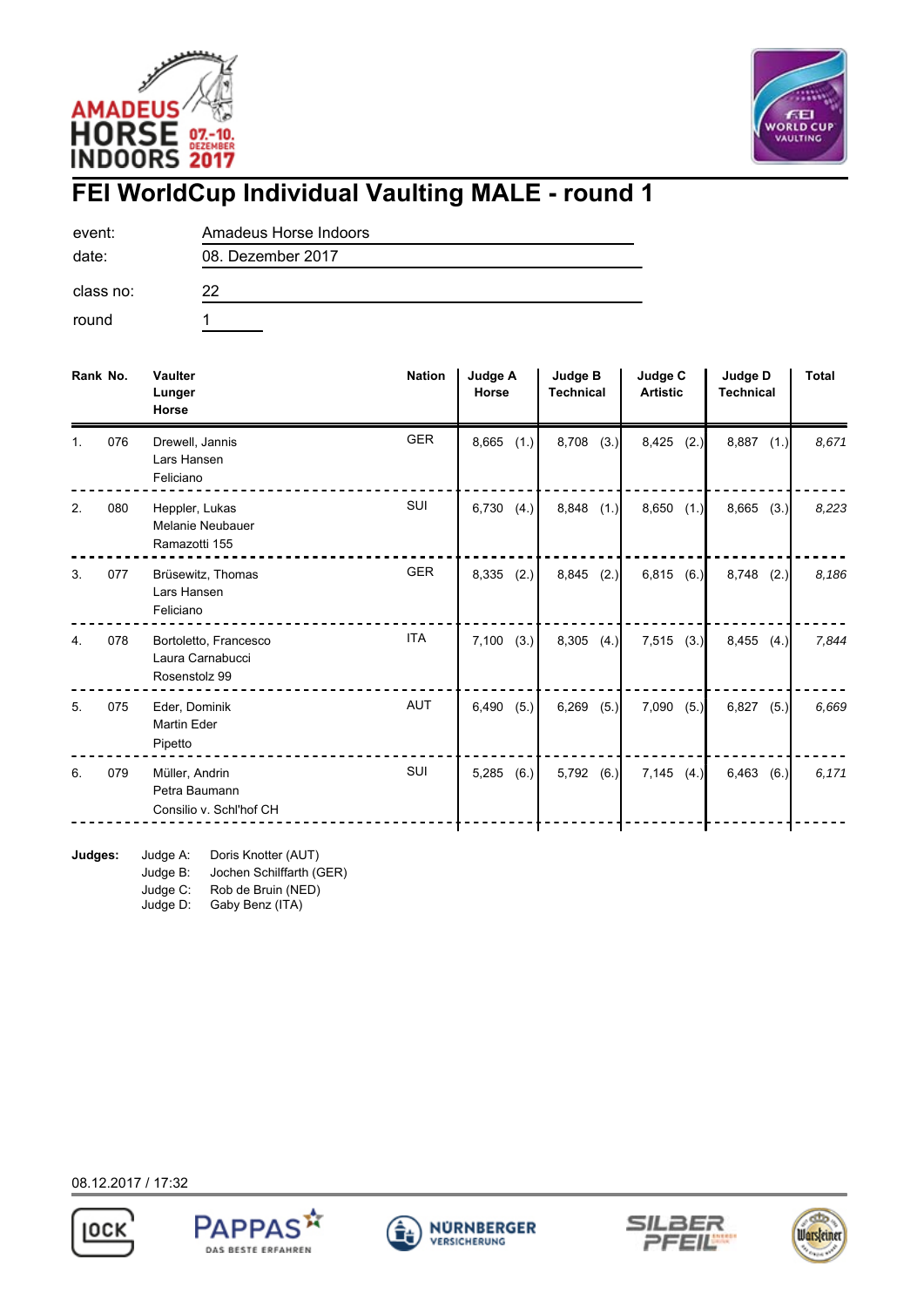# FEI WorldCup Individual Vaulting MALE - round 1

| | |
|---|---|
| event: | Amadeus Horse Indoors |
| date: | 08. Dezember 2017 |
| class no: | 22 |
| round | 1 |

| Rank | No. | Vaulter / Lunger / Horse | Nation | Judge A Horse | Judge B Technical | Judge C Artistic | Judge D Technical | Total |
|---|---|---|---|---|---|---|---|---|
| 1. | 076 | Drewell, Jannis<br>Lars Hansen<br>Feliciano | GER | 8,665 (1.) | 8,708 (3.) | 8,425 (2.) | 8,887 (1.) | *8,671* |
| 2. | 080 | Heppler, Lukas<br>Melanie Neubauer<br>Ramazotti 155 | SUI | 6,730 (4.) | 8,848 (1.) | 8,650 (1.) | 8,665 (3.) | *8,223* |
| 3. | 077 | Brüsewitz, Thomas<br>Lars Hansen<br>Feliciano | GER | 8,335 (2.) | 8,845 (2.) | 6,815 (6.) | 8,748 (2.) | *8,186* |
| 4. | 078 | Bortoletto, Francesco<br>Laura Carnabucci<br>Rosenstolz 99 | ITA | 7,100 (3.) | 8,305 (4.) | 7,515 (3.) | 8,455 (4.) | *7,844* |
| 5. | 075 | Eder, Dominik<br>Martin Eder<br>Pipetto | AUT | 6,490 (5.) | 6,269 (5.) | 7,090 (5.) | 6,827 (5.) | *6,669* |
| 6. | 079 | Müller, Andrin<br>Petra Baumann<br>Consilio v. Schl'hof CH | SUI | 5,285 (6.) | 5,792 (6.) | 7,145 (4.) | 6,463 (6.) | *6,171* |

**Judges:**
Judge A: Doris Knotter (AUT)
Judge B: Jochen Schiffarth (GER)
Judge C: Rob de Bruin (NED)
Judge D: Gaby Benz (ITA)

08.12.2017 / 17:32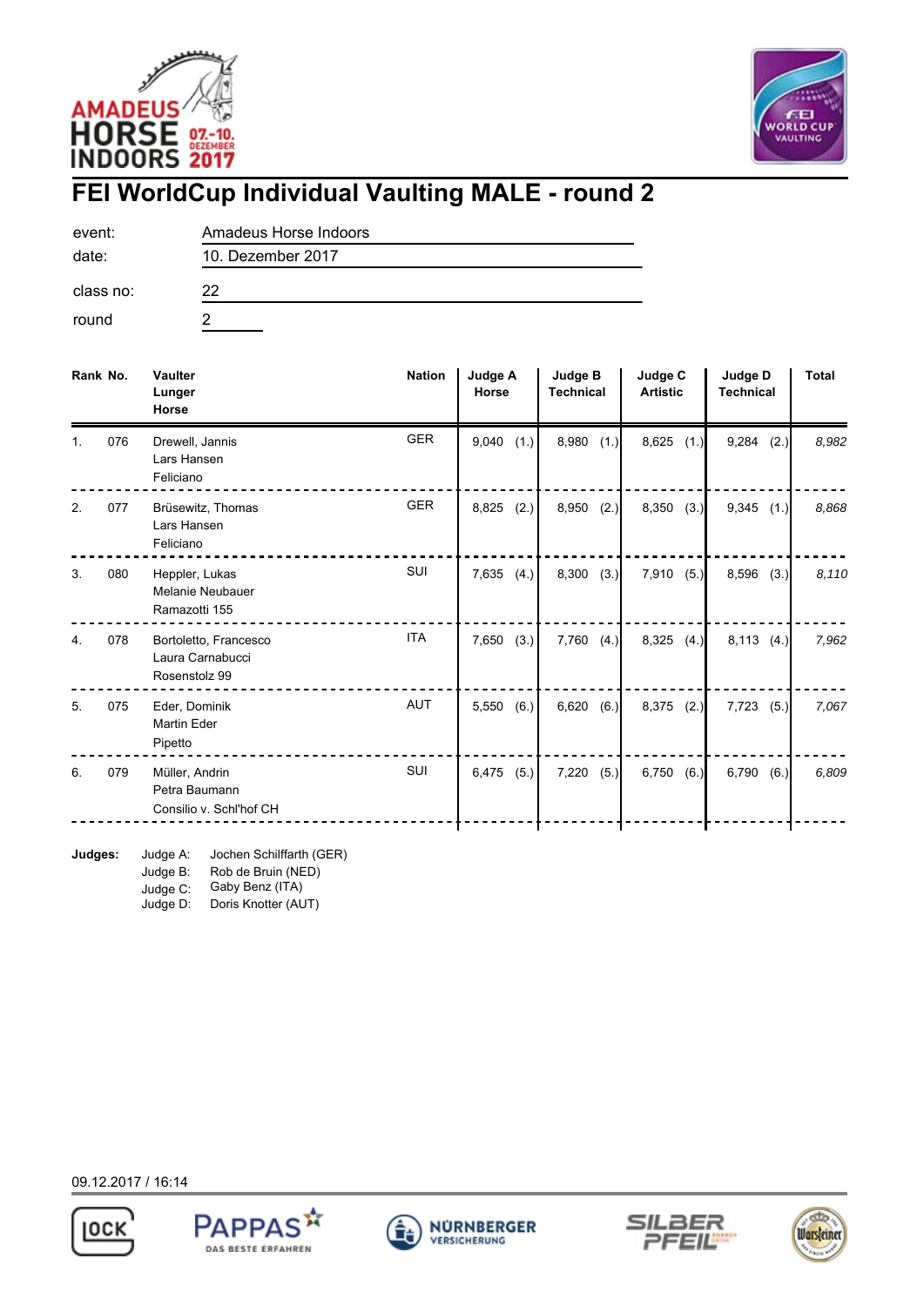AMADEUS HORSE INDOORS 07.-10. DEZEMBER 2017

FEI WORLD CUP VAULTING

# FEI WorldCup Individual Vaulting MALE - round 2

| | |
|---|---|
| event: | Amadeus Horse Indoors |
| date: | 10. Dezember 2017 |
| class no: | 22 |
| round | 2 |

| Rank | No. | Vaulter<br>Lunger<br>Horse | Nation | Judge A<br>Horse | | Judge B<br>Technical | | Judge C<br>Artistic | | Judge D<br>Technical | | Total |
|---|---|---|---|---|---|---|---|---|---|---|---|---|
| 1. | 076 | Drewell, Jannis<br>Lars Hansen<br>Feliciano | GER | 9,040 | (1.) | 8,980 | (1.) | 8,625 | (1.) | 9,284 | (2.) | *8,982* |
| 2. | 077 | Brüsewitz, Thomas<br>Lars Hansen<br>Feliciano | GER | 8,825 | (2.) | 8,950 | (2.) | 8,350 | (3.) | 9,345 | (1.) | *8,868* |
| 3. | 080 | Heppler, Lukas<br>Melanie Neubauer<br>Ramazotti 155 | SUI | 7,635 | (4.) | 8,300 | (3.) | 7,910 | (5.) | 8,596 | (3.) | *8,110* |
| 4. | 078 | Bortoletto, Francesco<br>Laura Carnabucci<br>Rosenstolz 99 | ITA | 7,650 | (3.) | 7,760 | (4.) | 8,325 | (4.) | 8,113 | (4.) | *7,962* |
| 5. | 075 | Eder, Dominik<br>Martin Eder<br>Pipetto | AUT | 5,550 | (6.) | 6,620 | (6.) | 8,375 | (2.) | 7,723 | (5.) | *7,067* |
| 6. | 079 | Müller, Andrin<br>Petra Baumann<br>Consilio v. Schl'hof CH | SUI | 6,475 | (5.) | 7,220 | (5.) | 6,750 | (6.) | 6,790 | (6.) | *6,809* |

**Judges:**

Judge A: Jochen Schilffarth (GER)
Judge B: Rob de Bruin (NED)
Judge C: Gaby Benz (ITA)
Judge D: Doris Knotter (AUT)

09.12.2017 / 16:14

GLOCK · PAPPAS DAS BESTE ERFAHREN · NÜRNBERGER VERSICHERUNG · SILBER PFEIL · Warsteiner